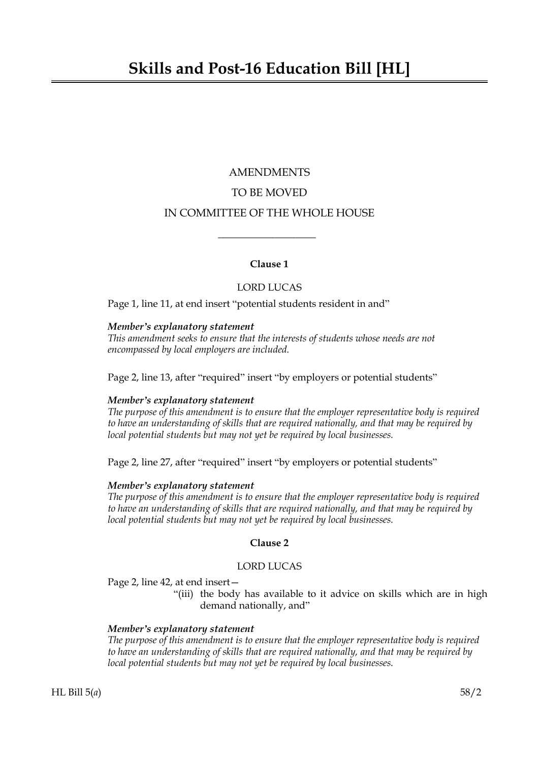# Skills and Post-16 Education Bill [HL]

AMENDMENTS

TO BE MOVED

IN COMMITTEE OF THE WHOLE HOUSE

---

**Clause 1**

LORD LUCAS

Page 1, line 11, at end insert "potential students resident in and"

***Member's explanatory statement***

*This amendment seeks to ensure that the interests of students whose needs are not encompassed by local employers are included.*

Page 2, line 13, after "required" insert "by employers or potential students"

***Member's explanatory statement***

*The purpose of this amendment is to ensure that the employer representative body is required to have an understanding of skills that are required nationally, and that may be required by local potential students but may not yet be required by local businesses.*

Page 2, line 27, after "required" insert "by employers or potential students"

***Member's explanatory statement***

*The purpose of this amendment is to ensure that the employer representative body is required to have an understanding of skills that are required nationally, and that may be required by local potential students but may not yet be required by local businesses.*

**Clause 2**

LORD LUCAS

Page 2, line 42, at end insert—

"(iii) the body has available to it advice on skills which are in high demand nationally, and"

***Member's explanatory statement***

*The purpose of this amendment is to ensure that the employer representative body is required to have an understanding of skills that are required nationally, and that may be required by local potential students but may not yet be required by local businesses.*

HL Bill 5(*a*) 58/2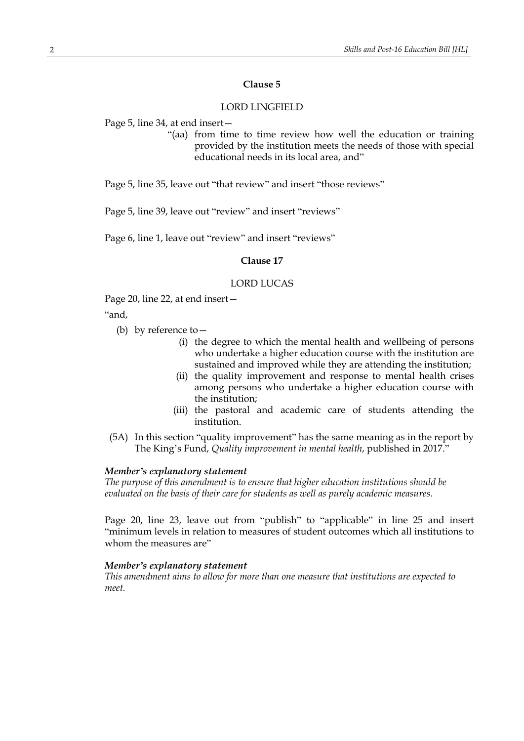### Clause 5

LORD LINGFIELD

Page 5, line 34, at end insert—

> "(aa) from time to time review how well the education or training provided by the institution meets the needs of those with special educational needs in its local area, and"

Page 5, line 35, leave out "that review" and insert "those reviews"

Page 5, line 39, leave out "review" and insert "reviews"

Page 6, line 1, leave out "review" and insert "reviews"

### Clause 17

LORD LUCAS

Page 20, line 22, at end insert—

"and,

> (b) by reference to—
>
> > (i) the degree to which the mental health and wellbeing of persons who undertake a higher education course with the institution are sustained and improved while they are attending the institution;
> >
> > (ii) the quality improvement and response to mental health crises among persons who undertake a higher education course with the institution;
> >
> > (iii) the pastoral and academic care of students attending the institution.
>
> (5A) In this section "quality improvement" has the same meaning as in the report by The King's Fund, *Quality improvement in mental health*, published in 2017."

***Member's explanatory statement***

*The purpose of this amendment is to ensure that higher education institutions should be evaluated on the basis of their care for students as well as purely academic measures.*

Page 20, line 23, leave out from "publish" to "applicable" in line 25 and insert "minimum levels in relation to measures of student outcomes which all institutions to whom the measures are"

***Member's explanatory statement***

*This amendment aims to allow for more than one measure that institutions are expected to meet.*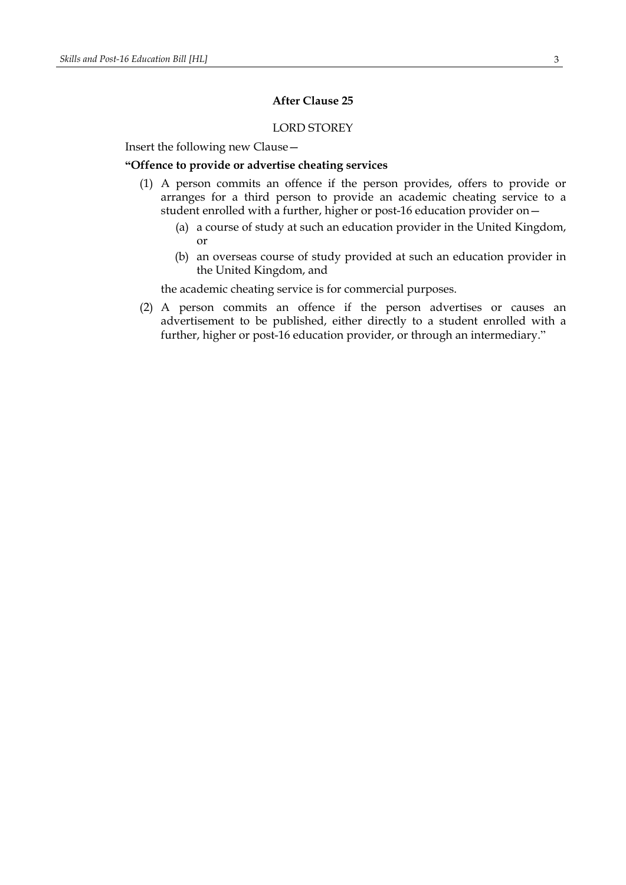**After Clause 25**

LORD STOREY

Insert the following new Clause—

**"Offence to provide or advertise cheating services**

(1) A person commits an offence if the person provides, offers to provide or arranges for a third person to provide an academic cheating service to a student enrolled with a further, higher or post-16 education provider on—

  (a) a course of study at such an education provider in the United Kingdom, or

  (b) an overseas course of study provided at such an education provider in the United Kingdom, and

the academic cheating service is for commercial purposes.

(2) A person commits an offence if the person advertises or causes an advertisement to be published, either directly to a student enrolled with a further, higher or post-16 education provider, or through an intermediary."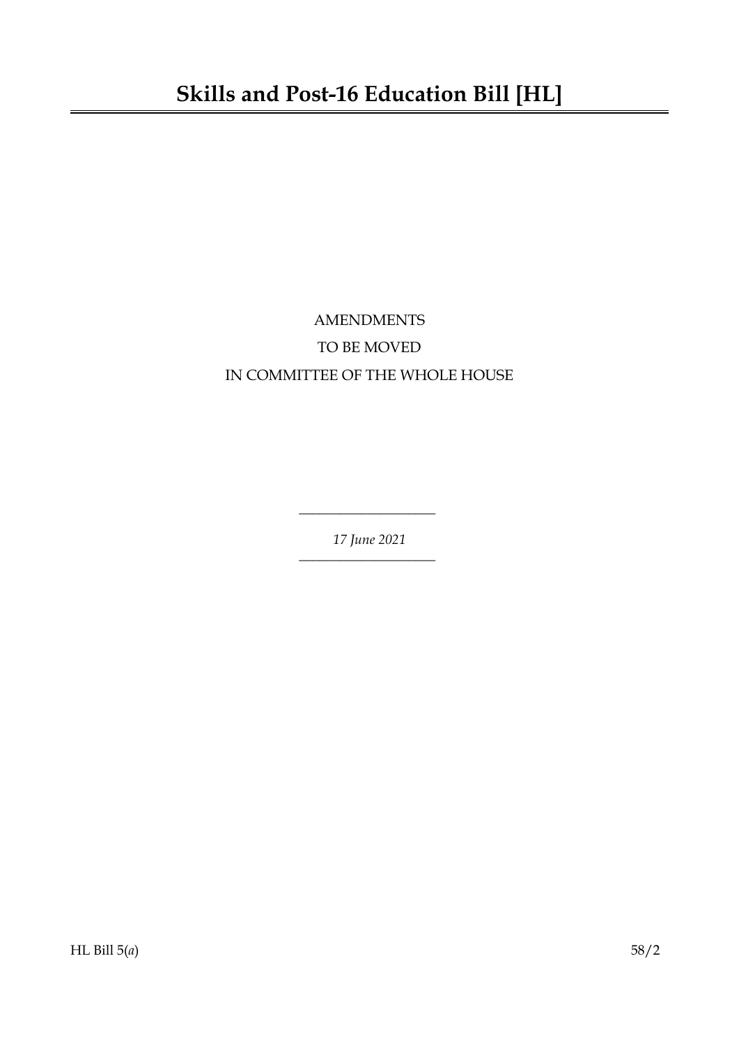# Skills and Post-16 Education Bill [HL]

AMENDMENTS

TO BE MOVED

IN COMMITTEE OF THE WHOLE HOUSE

---

*17 June 2021*

---

HL Bill 5(*a*)

58/2